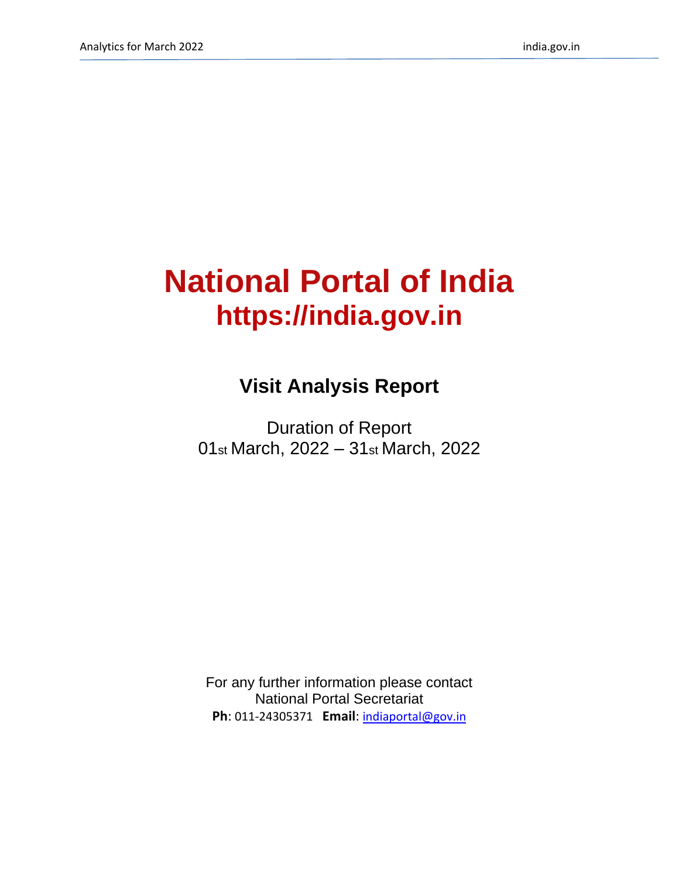# National Portal of India
## https://india.gov.in

### Visit Analysis Report

Duration of Report
01st March, 2022 – 31st March, 2022

For any further information please contact
National Portal Secretariat
**Ph**: 011-24305371 **Email**: indiaportal@gov.in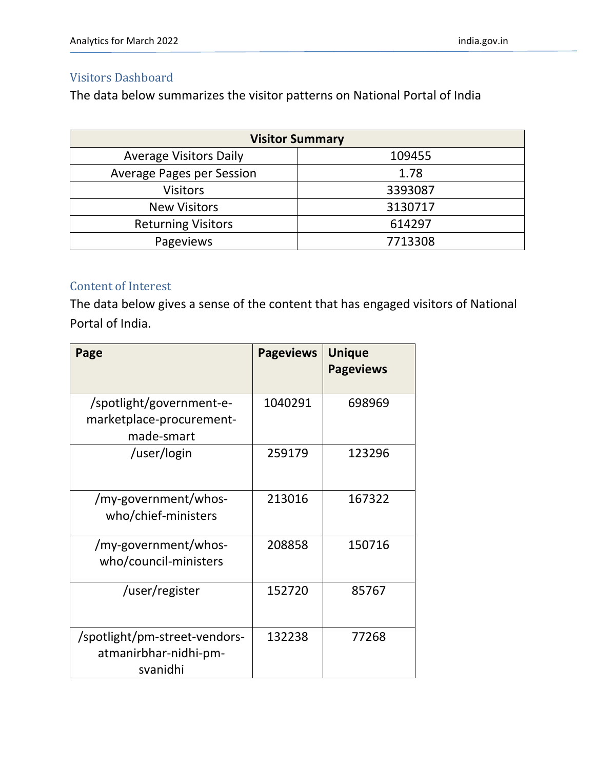## Visitors Dashboard

The data below summarizes the visitor patterns on National Portal of India

| Visitor Summary | |
|---|---|
| Average Visitors Daily | 109455 |
| Average Pages per Session | 1.78 |
| Visitors | 3393087 |
| New Visitors | 3130717 |
| Returning Visitors | 614297 |
| Pageviews | 7713308 |

## Content of Interest

The data below gives a sense of the content that has engaged visitors of National Portal of India.

| Page | Pageviews | Unique Pageviews |
|---|---|---|
| /spotlight/government-e-marketplace-procurement-made-smart | 1040291 | 698969 |
| /user/login | 259179 | 123296 |
| /my-government/whos-who/chief-ministers | 213016 | 167322 |
| /my-government/whos-who/council-ministers | 208858 | 150716 |
| /user/register | 152720 | 85767 |
| /spotlight/pm-street-vendors-atmanirbhar-nidhi-pm-svanidhi | 132238 | 77268 |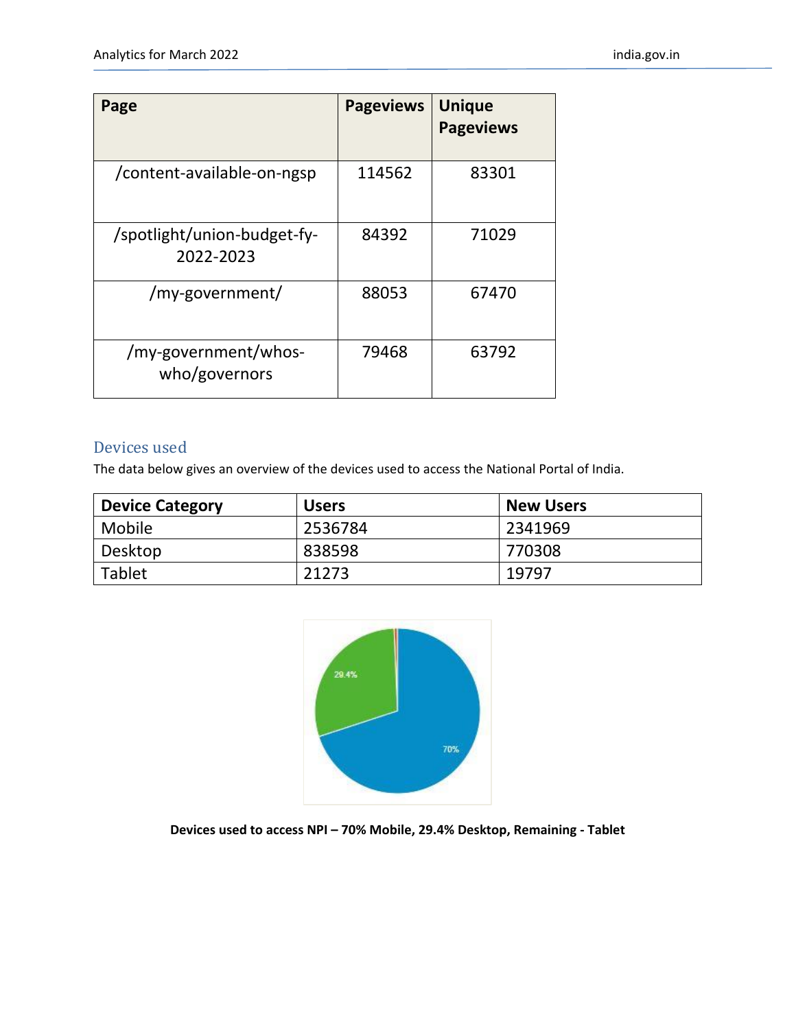| Page | Pageviews | Unique Pageviews |
|---|---|---|
| /content-available-on-ngsp | 114562 | 83301 |
| /spotlight/union-budget-fy-2022-2023 | 84392 | 71029 |
| /my-government/ | 88053 | 67470 |
| /my-government/whos-who/governors | 79468 | 63792 |

## Devices used

The data below gives an overview of the devices used to access the National Portal of India.

| Device Category | Users | New Users |
|---|---|---|
| Mobile | 2536784 | 2341969 |
| Desktop | 838598 | 770308 |
| Tablet | 21273 | 19797 |

**Devices used to access NPI – 70% Mobile, 29.4% Desktop, Remaining - Tablet**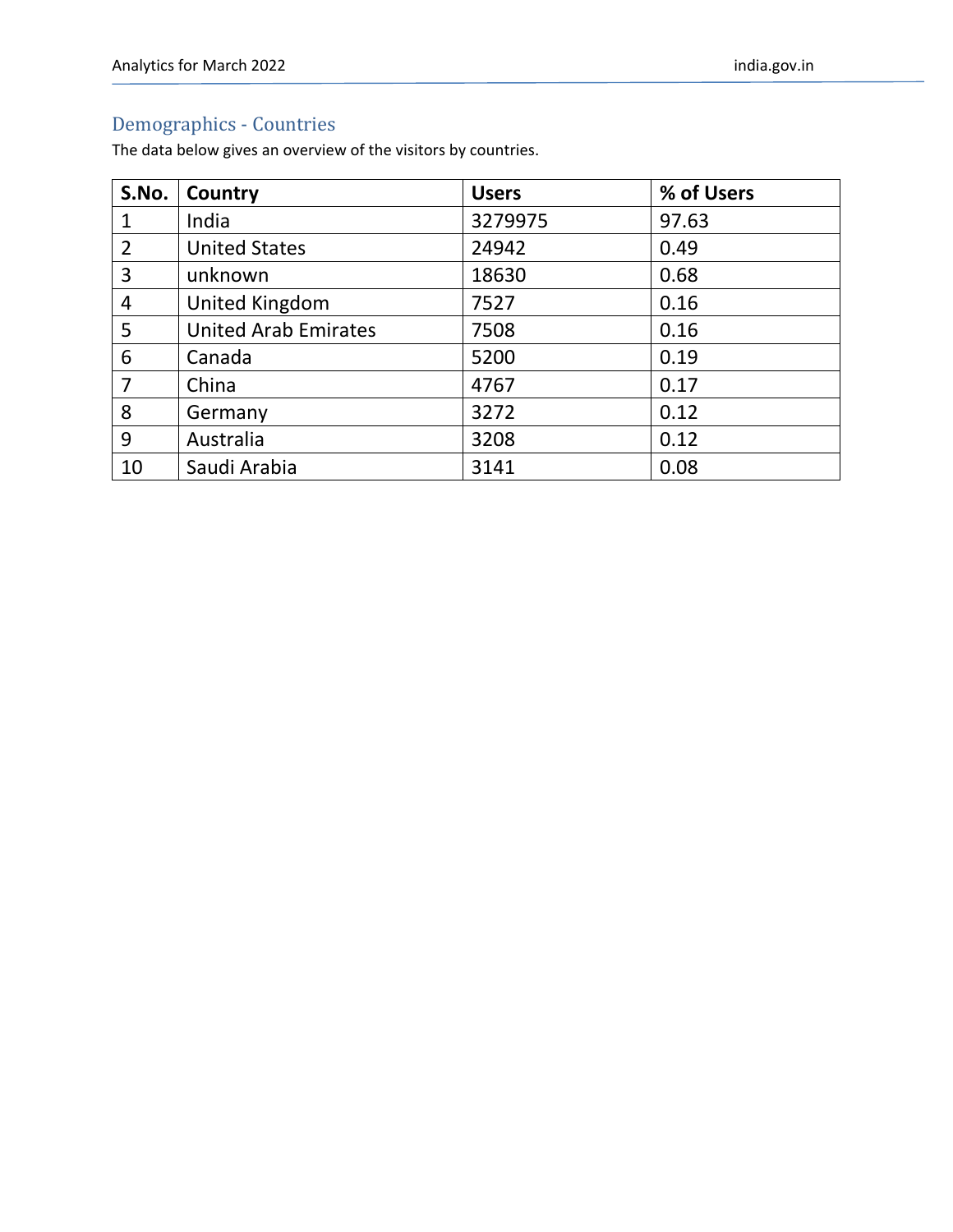## Demographics - Countries

The data below gives an overview of the visitors by countries.

| S.No. | Country | Users | % of Users |
|---|---|---|---|
| 1 | India | 3279975 | 97.63 |
| 2 | United States | 24942 | 0.49 |
| 3 | unknown | 18630 | 0.68 |
| 4 | United Kingdom | 7527 | 0.16 |
| 5 | United Arab Emirates | 7508 | 0.16 |
| 6 | Canada | 5200 | 0.19 |
| 7 | China | 4767 | 0.17 |
| 8 | Germany | 3272 | 0.12 |
| 9 | Australia | 3208 | 0.12 |
| 10 | Saudi Arabia | 3141 | 0.08 |